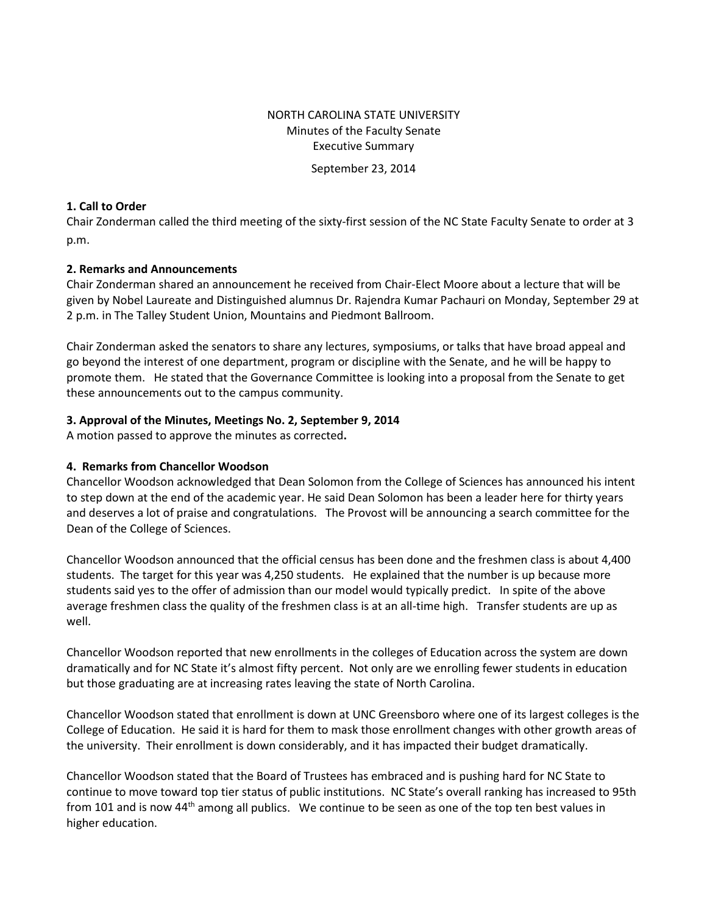NORTH CAROLINA STATE UNIVERSITY
Minutes of the Faculty Senate
Executive Summary

September 23, 2014

**1. Call to Order**

Chair Zonderman called the third meeting of the sixty-first session of the NC State Faculty Senate to order at 3 p.m.

**2. Remarks and Announcements**

Chair Zonderman shared an announcement he received from Chair-Elect Moore about a lecture that will be given by Nobel Laureate and Distinguished alumnus Dr. Rajendra Kumar Pachauri on Monday, September 29 at 2 p.m. in The Talley Student Union, Mountains and Piedmont Ballroom.

Chair Zonderman asked the senators to share any lectures, symposiums, or talks that have broad appeal and go beyond the interest of one department, program or discipline with the Senate, and he will be happy to promote them. He stated that the Governance Committee is looking into a proposal from the Senate to get these announcements out to the campus community.

**3. Approval of the Minutes, Meetings No. 2, September 9, 2014**

A motion passed to approve the minutes as corrected**.**

**4. Remarks from Chancellor Woodson**

Chancellor Woodson acknowledged that Dean Solomon from the College of Sciences has announced his intent to step down at the end of the academic year. He said Dean Solomon has been a leader here for thirty years and deserves a lot of praise and congratulations. The Provost will be announcing a search committee for the Dean of the College of Sciences.

Chancellor Woodson announced that the official census has been done and the freshmen class is about 4,400 students. The target for this year was 4,250 students. He explained that the number is up because more students said yes to the offer of admission than our model would typically predict. In spite of the above average freshmen class the quality of the freshmen class is at an all-time high. Transfer students are up as well.

Chancellor Woodson reported that new enrollments in the colleges of Education across the system are down dramatically and for NC State it's almost fifty percent. Not only are we enrolling fewer students in education but those graduating are at increasing rates leaving the state of North Carolina.

Chancellor Woodson stated that enrollment is down at UNC Greensboro where one of its largest colleges is the College of Education. He said it is hard for them to mask those enrollment changes with other growth areas of the university. Their enrollment is down considerably, and it has impacted their budget dramatically.

Chancellor Woodson stated that the Board of Trustees has embraced and is pushing hard for NC State to continue to move toward top tier status of public institutions. NC State's overall ranking has increased to 95th from 101 and is now 44th among all publics. We continue to be seen as one of the top ten best values in higher education.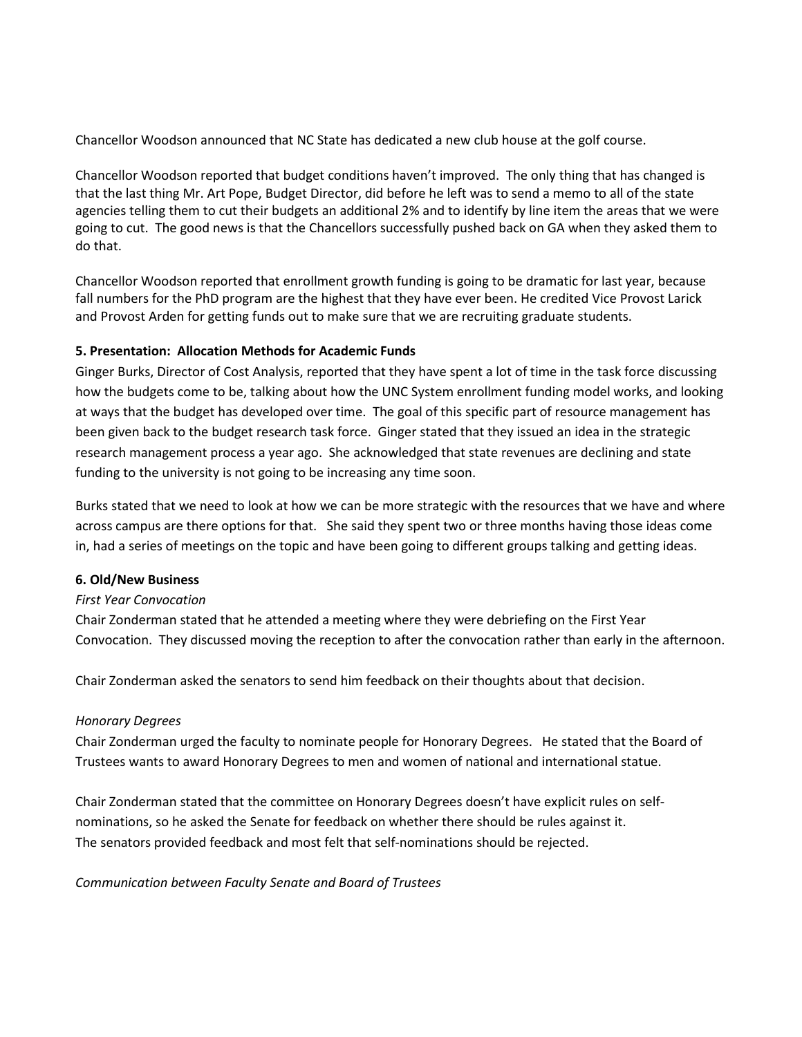Chancellor Woodson announced that NC State has dedicated a new club house at the golf course.

Chancellor Woodson reported that budget conditions haven't improved. The only thing that has changed is that the last thing Mr. Art Pope, Budget Director, did before he left was to send a memo to all of the state agencies telling them to cut their budgets an additional 2% and to identify by line item the areas that we were going to cut. The good news is that the Chancellors successfully pushed back on GA when they asked them to do that.

Chancellor Woodson reported that enrollment growth funding is going to be dramatic for last year, because fall numbers for the PhD program are the highest that they have ever been. He credited Vice Provost Larick and Provost Arden for getting funds out to make sure that we are recruiting graduate students.

**5. Presentation: Allocation Methods for Academic Funds**

Ginger Burks, Director of Cost Analysis, reported that they have spent a lot of time in the task force discussing how the budgets come to be, talking about how the UNC System enrollment funding model works, and looking at ways that the budget has developed over time. The goal of this specific part of resource management has been given back to the budget research task force. Ginger stated that they issued an idea in the strategic research management process a year ago. She acknowledged that state revenues are declining and state funding to the university is not going to be increasing any time soon.

Burks stated that we need to look at how we can be more strategic with the resources that we have and where across campus are there options for that. She said they spent two or three months having those ideas come in, had a series of meetings on the topic and have been going to different groups talking and getting ideas.

**6. Old/New Business**

*First Year Convocation*

Chair Zonderman stated that he attended a meeting where they were debriefing on the First Year Convocation. They discussed moving the reception to after the convocation rather than early in the afternoon.

Chair Zonderman asked the senators to send him feedback on their thoughts about that decision.

*Honorary Degrees*

Chair Zonderman urged the faculty to nominate people for Honorary Degrees. He stated that the Board of Trustees wants to award Honorary Degrees to men and women of national and international statue.

Chair Zonderman stated that the committee on Honorary Degrees doesn't have explicit rules on self-nominations, so he asked the Senate for feedback on whether there should be rules against it. The senators provided feedback and most felt that self-nominations should be rejected.

*Communication between Faculty Senate and Board of Trustees*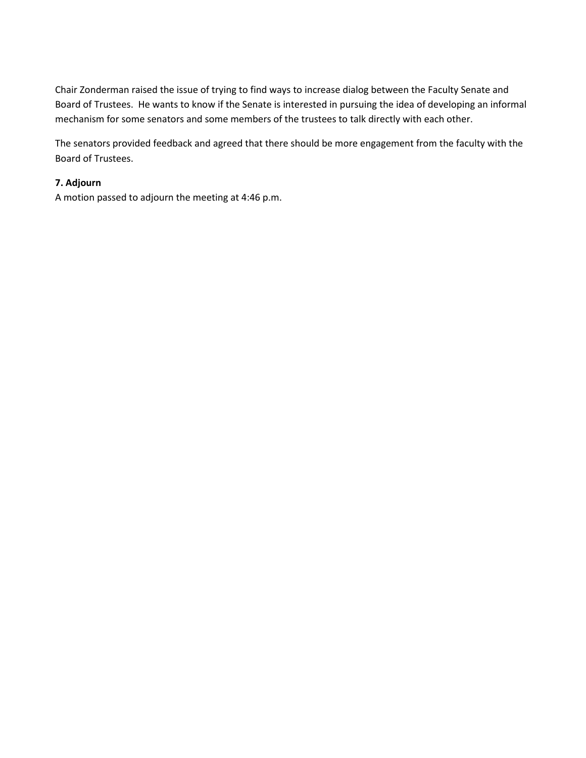Chair Zonderman raised the issue of trying to find ways to increase dialog between the Faculty Senate and Board of Trustees. He wants to know if the Senate is interested in pursuing the idea of developing an informal mechanism for some senators and some members of the trustees to talk directly with each other.

The senators provided feedback and agreed that there should be more engagement from the faculty with the Board of Trustees.

**7. Adjourn**
A motion passed to adjourn the meeting at 4:46 p.m.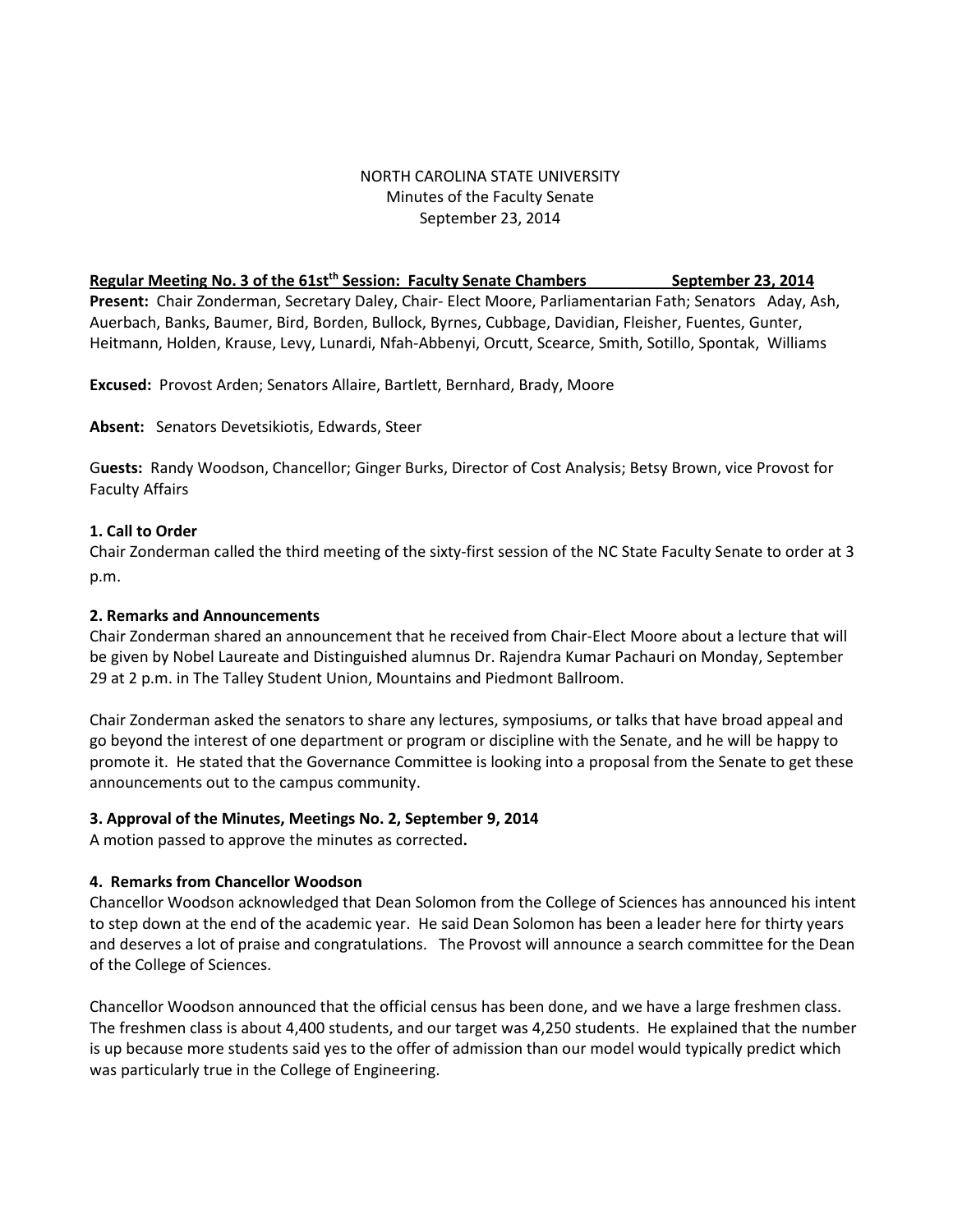NORTH CAROLINA STATE UNIVERSITY
Minutes of the Faculty Senate
September 23, 2014

**Regular Meeting No. 3 of the 61st[th] Session: Faculty Senate Chambers September 23, 2014**

**Present:** Chair Zonderman, Secretary Daley, Chair- Elect Moore, Parliamentarian Fath; Senators Aday, Ash, Auerbach, Banks, Baumer, Bird, Borden, Bullock, Byrnes, Cubbage, Davidian, Fleisher, Fuentes, Gunter, Heitmann, Holden, Krause, Levy, Lunardi, Nfah-Abbenyi, Orcutt, Scearce, Smith, Sotillo, Spontak, Williams

**Excused:** Provost Arden; Senators Allaire, Bartlett, Bernhard, Brady, Moore

**Absent:** Senators Devetsikiotis, Edwards, Steer

**Guests:** Randy Woodson, Chancellor; Ginger Burks, Director of Cost Analysis; Betsy Brown, vice Provost for Faculty Affairs

**1. Call to Order**

Chair Zonderman called the third meeting of the sixty-first session of the NC State Faculty Senate to order at 3 p.m.

**2. Remarks and Announcements**

Chair Zonderman shared an announcement that he received from Chair-Elect Moore about a lecture that will be given by Nobel Laureate and Distinguished alumnus Dr. Rajendra Kumar Pachauri on Monday, September 29 at 2 p.m. in The Talley Student Union, Mountains and Piedmont Ballroom.

Chair Zonderman asked the senators to share any lectures, symposiums, or talks that have broad appeal and go beyond the interest of one department or program or discipline with the Senate, and he will be happy to promote it. He stated that the Governance Committee is looking into a proposal from the Senate to get these announcements out to the campus community.

**3. Approval of the Minutes, Meetings No. 2, September 9, 2014**

A motion passed to approve the minutes as corrected**.**

**4. Remarks from Chancellor Woodson**

Chancellor Woodson acknowledged that Dean Solomon from the College of Sciences has announced his intent to step down at the end of the academic year. He said Dean Solomon has been a leader here for thirty years and deserves a lot of praise and congratulations. The Provost will announce a search committee for the Dean of the College of Sciences.

Chancellor Woodson announced that the official census has been done, and we have a large freshmen class. The freshmen class is about 4,400 students, and our target was 4,250 students. He explained that the number is up because more students said yes to the offer of admission than our model would typically predict which was particularly true in the College of Engineering.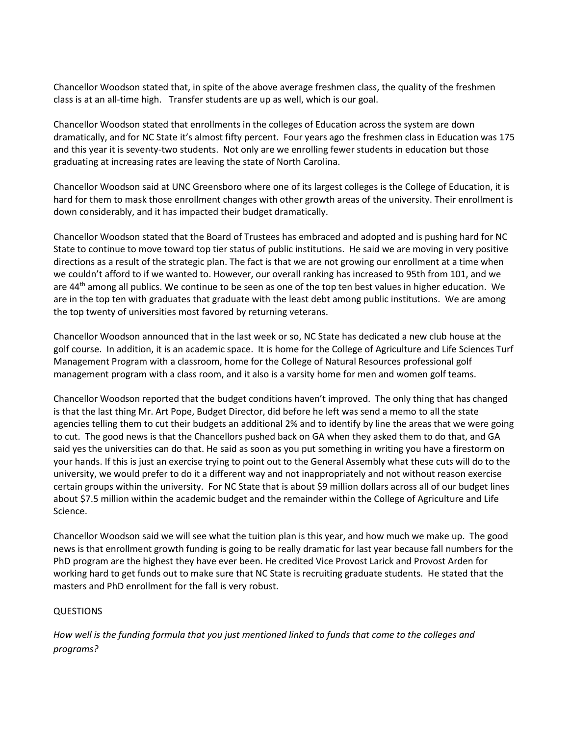Chancellor Woodson stated that, in spite of the above average freshmen class, the quality of the freshmen class is at an all-time high. Transfer students are up as well, which is our goal.

Chancellor Woodson stated that enrollments in the colleges of Education across the system are down dramatically, and for NC State it's almost fifty percent. Four years ago the freshmen class in Education was 175 and this year it is seventy-two students. Not only are we enrolling fewer students in education but those graduating at increasing rates are leaving the state of North Carolina.

Chancellor Woodson said at UNC Greensboro where one of its largest colleges is the College of Education, it is hard for them to mask those enrollment changes with other growth areas of the university. Their enrollment is down considerably, and it has impacted their budget dramatically.

Chancellor Woodson stated that the Board of Trustees has embraced and adopted and is pushing hard for NC State to continue to move toward top tier status of public institutions. He said we are moving in very positive directions as a result of the strategic plan. The fact is that we are not growing our enrollment at a time when we couldn't afford to if we wanted to. However, our overall ranking has increased to 95th from 101, and we are 44th among all publics. We continue to be seen as one of the top ten best values in higher education. We are in the top ten with graduates that graduate with the least debt among public institutions. We are among the top twenty of universities most favored by returning veterans.

Chancellor Woodson announced that in the last week or so, NC State has dedicated a new club house at the golf course. In addition, it is an academic space. It is home for the College of Agriculture and Life Sciences Turf Management Program with a classroom, home for the College of Natural Resources professional golf management program with a class room, and it also is a varsity home for men and women golf teams.

Chancellor Woodson reported that the budget conditions haven't improved. The only thing that has changed is that the last thing Mr. Art Pope, Budget Director, did before he left was send a memo to all the state agencies telling them to cut their budgets an additional 2% and to identify by line the areas that we were going to cut. The good news is that the Chancellors pushed back on GA when they asked them to do that, and GA said yes the universities can do that. He said as soon as you put something in writing you have a firestorm on your hands. If this is just an exercise trying to point out to the General Assembly what these cuts will do to the university, we would prefer to do it a different way and not inappropriately and not without reason exercise certain groups within the university. For NC State that is about $9 million dollars across all of our budget lines about $7.5 million within the academic budget and the remainder within the College of Agriculture and Life Science.

Chancellor Woodson said we will see what the tuition plan is this year, and how much we make up. The good news is that enrollment growth funding is going to be really dramatic for last year because fall numbers for the PhD program are the highest they have ever been. He credited Vice Provost Larick and Provost Arden for working hard to get funds out to make sure that NC State is recruiting graduate students. He stated that the masters and PhD enrollment for the fall is very robust.

QUESTIONS

*How well is the funding formula that you just mentioned linked to funds that come to the colleges and programs?*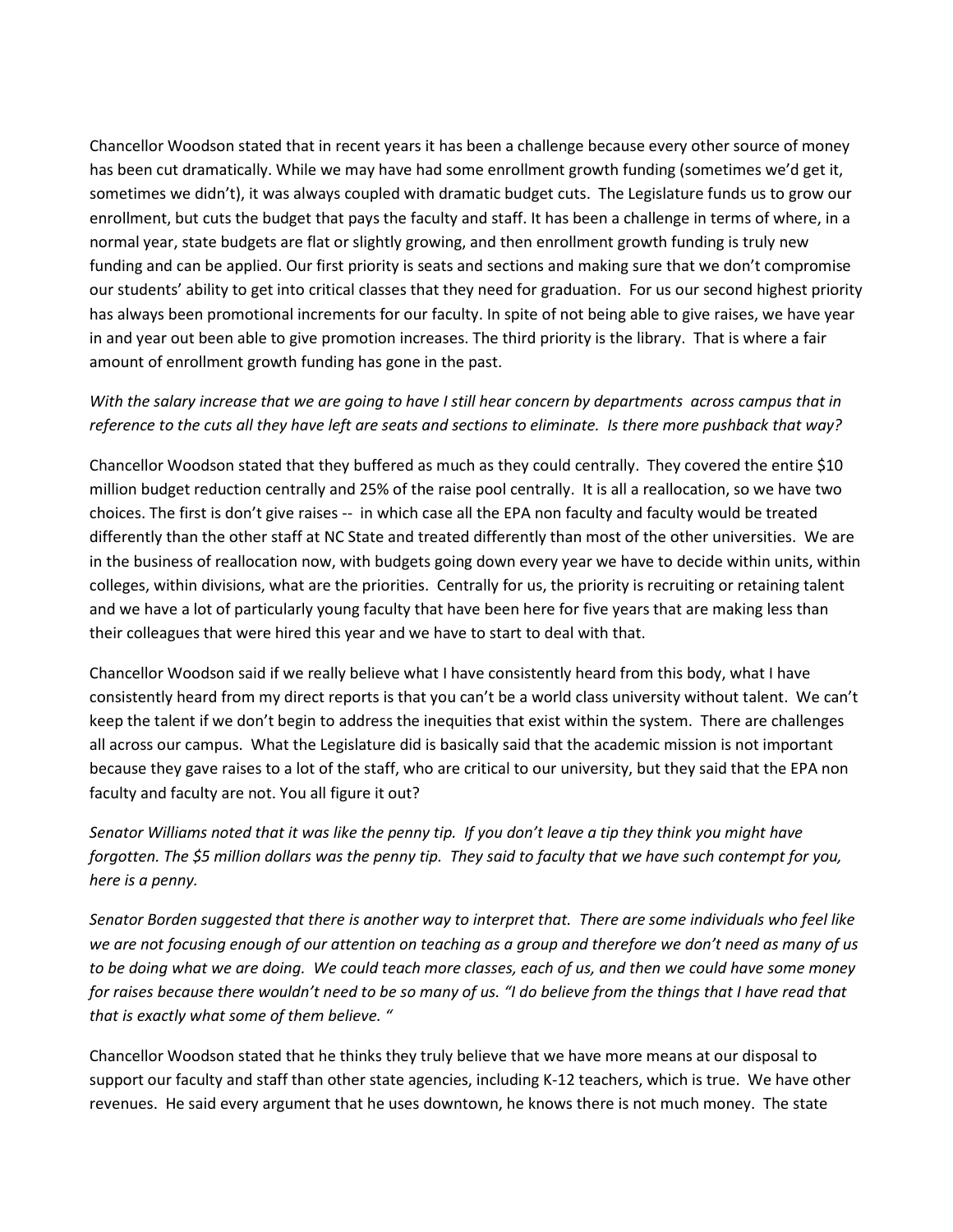Chancellor Woodson stated that in recent years it has been a challenge because every other source of money has been cut dramatically. While we may have had some enrollment growth funding (sometimes we'd get it, sometimes we didn't), it was always coupled with dramatic budget cuts. The Legislature funds us to grow our enrollment, but cuts the budget that pays the faculty and staff. It has been a challenge in terms of where, in a normal year, state budgets are flat or slightly growing, and then enrollment growth funding is truly new funding and can be applied. Our first priority is seats and sections and making sure that we don't compromise our students' ability to get into critical classes that they need for graduation. For us our second highest priority has always been promotional increments for our faculty. In spite of not being able to give raises, we have year in and year out been able to give promotion increases. The third priority is the library. That is where a fair amount of enrollment growth funding has gone in the past.

*With the salary increase that we are going to have I still hear concern by departments across campus that in reference to the cuts all they have left are seats and sections to eliminate. Is there more pushback that way?*

Chancellor Woodson stated that they buffered as much as they could centrally. They covered the entire $10 million budget reduction centrally and 25% of the raise pool centrally. It is all a reallocation, so we have two choices. The first is don't give raises -- in which case all the EPA non faculty and faculty would be treated differently than the other staff at NC State and treated differently than most of the other universities. We are in the business of reallocation now, with budgets going down every year we have to decide within units, within colleges, within divisions, what are the priorities. Centrally for us, the priority is recruiting or retaining talent and we have a lot of particularly young faculty that have been here for five years that are making less than their colleagues that were hired this year and we have to start to deal with that.

Chancellor Woodson said if we really believe what I have consistently heard from this body, what I have consistently heard from my direct reports is that you can't be a world class university without talent. We can't keep the talent if we don't begin to address the inequities that exist within the system. There are challenges all across our campus. What the Legislature did is basically said that the academic mission is not important because they gave raises to a lot of the staff, who are critical to our university, but they said that the EPA non faculty and faculty are not. You all figure it out?

*Senator Williams noted that it was like the penny tip. If you don't leave a tip they think you might have forgotten. The $5 million dollars was the penny tip. They said to faculty that we have such contempt for you, here is a penny.*

*Senator Borden suggested that there is another way to interpret that. There are some individuals who feel like we are not focusing enough of our attention on teaching as a group and therefore we don't need as many of us to be doing what we are doing. We could teach more classes, each of us, and then we could have some money for raises because there wouldn't need to be so many of us. "I do believe from the things that I have read that that is exactly what some of them believe. "*

Chancellor Woodson stated that he thinks they truly believe that we have more means at our disposal to support our faculty and staff than other state agencies, including K-12 teachers, which is true. We have other revenues. He said every argument that he uses downtown, he knows there is not much money. The state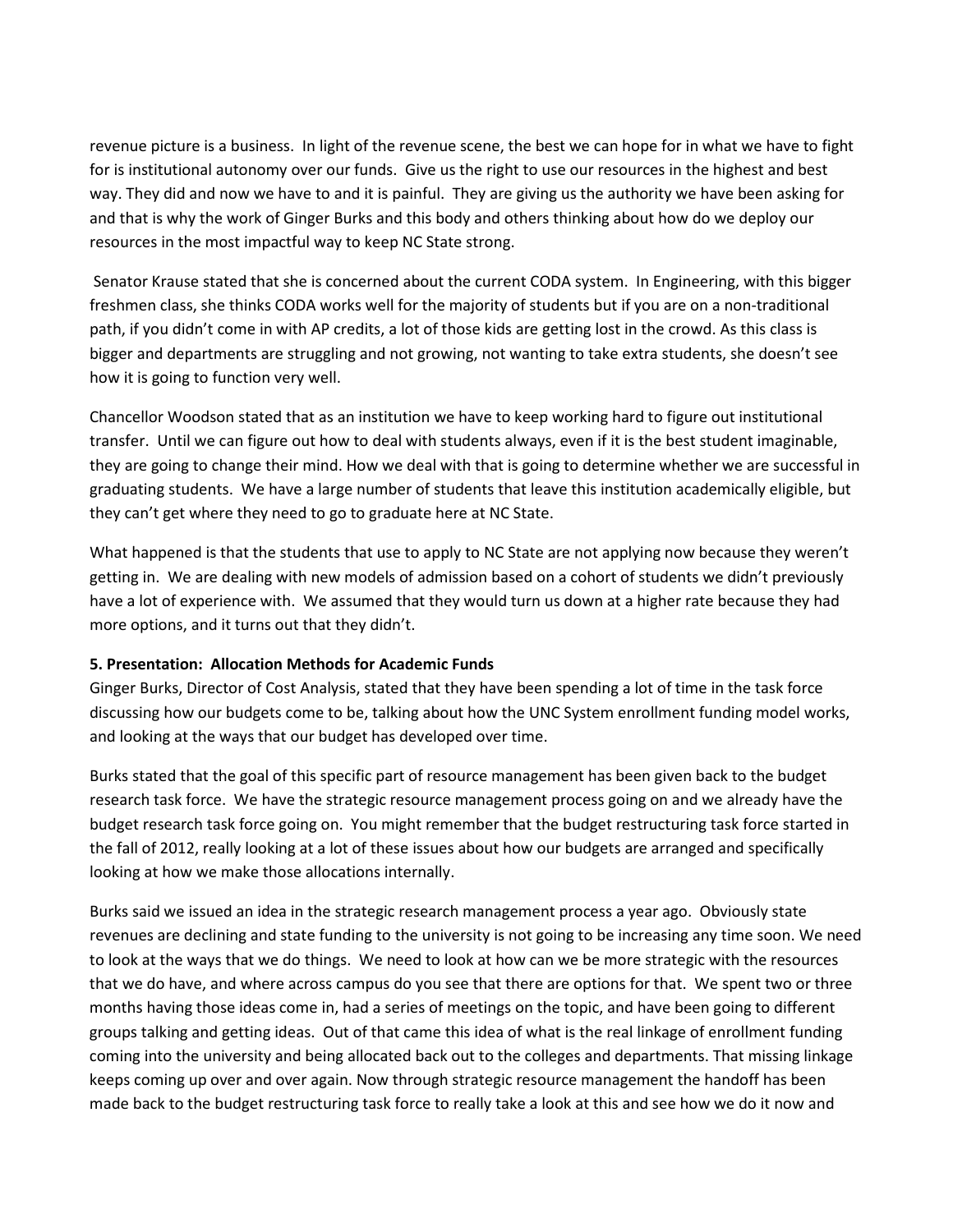revenue picture is a business. In light of the revenue scene, the best we can hope for in what we have to fight for is institutional autonomy over our funds. Give us the right to use our resources in the highest and best way. They did and now we have to and it is painful. They are giving us the authority we have been asking for and that is why the work of Ginger Burks and this body and others thinking about how do we deploy our resources in the most impactful way to keep NC State strong.

Senator Krause stated that she is concerned about the current CODA system. In Engineering, with this bigger freshmen class, she thinks CODA works well for the majority of students but if you are on a non-traditional path, if you didn't come in with AP credits, a lot of those kids are getting lost in the crowd. As this class is bigger and departments are struggling and not growing, not wanting to take extra students, she doesn't see how it is going to function very well.

Chancellor Woodson stated that as an institution we have to keep working hard to figure out institutional transfer. Until we can figure out how to deal with students always, even if it is the best student imaginable, they are going to change their mind. How we deal with that is going to determine whether we are successful in graduating students. We have a large number of students that leave this institution academically eligible, but they can't get where they need to go to graduate here at NC State.

What happened is that the students that use to apply to NC State are not applying now because they weren't getting in. We are dealing with new models of admission based on a cohort of students we didn't previously have a lot of experience with. We assumed that they would turn us down at a higher rate because they had more options, and it turns out that they didn't.

**5. Presentation: Allocation Methods for Academic Funds**

Ginger Burks, Director of Cost Analysis, stated that they have been spending a lot of time in the task force discussing how our budgets come to be, talking about how the UNC System enrollment funding model works, and looking at the ways that our budget has developed over time.

Burks stated that the goal of this specific part of resource management has been given back to the budget research task force. We have the strategic resource management process going on and we already have the budget research task force going on. You might remember that the budget restructuring task force started in the fall of 2012, really looking at a lot of these issues about how our budgets are arranged and specifically looking at how we make those allocations internally.

Burks said we issued an idea in the strategic research management process a year ago. Obviously state revenues are declining and state funding to the university is not going to be increasing any time soon. We need to look at the ways that we do things. We need to look at how can we be more strategic with the resources that we do have, and where across campus do you see that there are options for that. We spent two or three months having those ideas come in, had a series of meetings on the topic, and have been going to different groups talking and getting ideas. Out of that came this idea of what is the real linkage of enrollment funding coming into the university and being allocated back out to the colleges and departments. That missing linkage keeps coming up over and over again. Now through strategic resource management the handoff has been made back to the budget restructuring task force to really take a look at this and see how we do it now and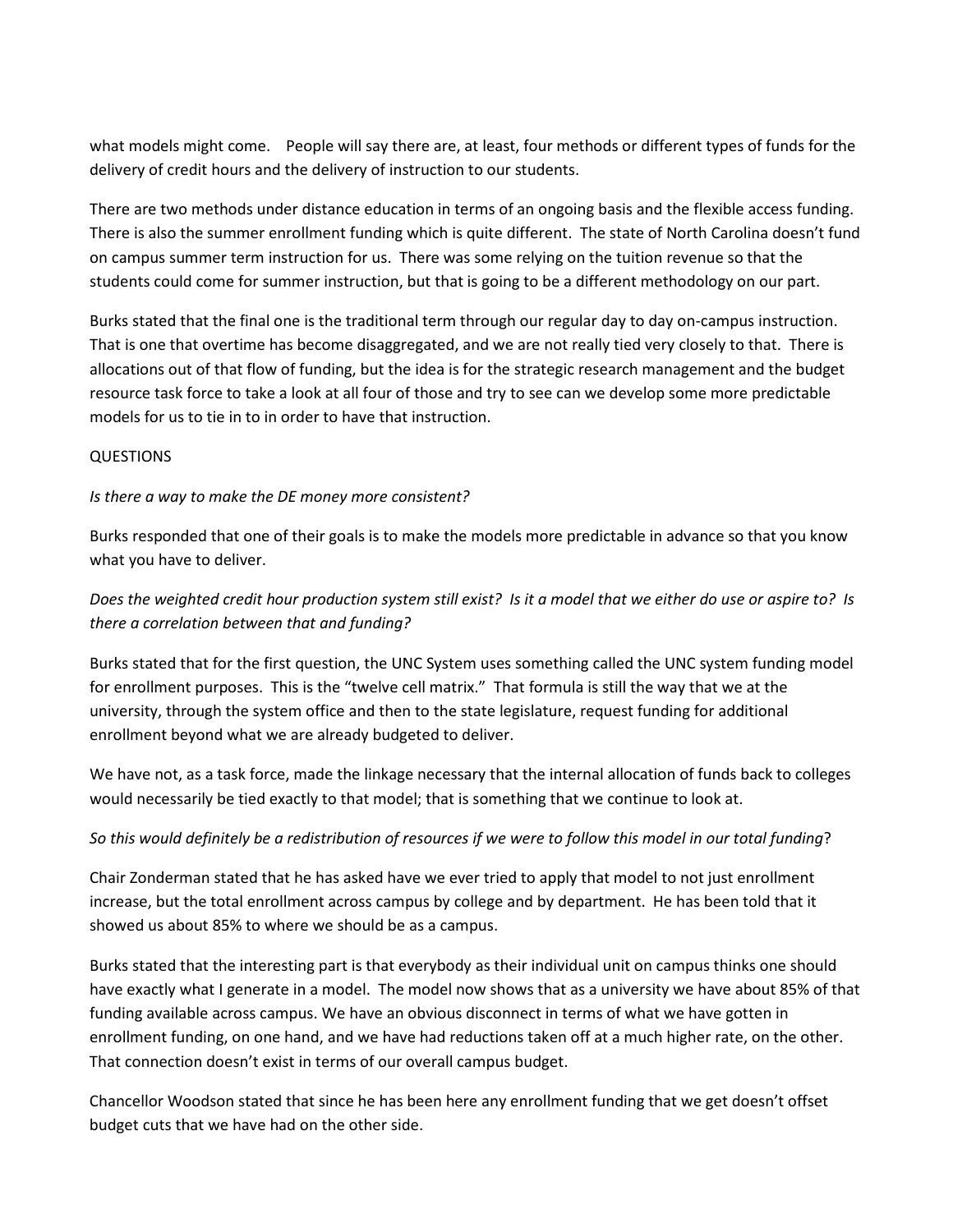what models might come. People will say there are, at least, four methods or different types of funds for the delivery of credit hours and the delivery of instruction to our students.

There are two methods under distance education in terms of an ongoing basis and the flexible access funding. There is also the summer enrollment funding which is quite different. The state of North Carolina doesn't fund on campus summer term instruction for us. There was some relying on the tuition revenue so that the students could come for summer instruction, but that is going to be a different methodology on our part.

Burks stated that the final one is the traditional term through our regular day to day on-campus instruction. That is one that overtime has become disaggregated, and we are not really tied very closely to that. There is allocations out of that flow of funding, but the idea is for the strategic research management and the budget resource task force to take a look at all four of those and try to see can we develop some more predictable models for us to tie in to in order to have that instruction.

QUESTIONS

*Is there a way to make the DE money more consistent?*

Burks responded that one of their goals is to make the models more predictable in advance so that you know what you have to deliver.

*Does the weighted credit hour production system still exist? Is it a model that we either do use or aspire to? Is there a correlation between that and funding?*

Burks stated that for the first question, the UNC System uses something called the UNC system funding model for enrollment purposes. This is the "twelve cell matrix." That formula is still the way that we at the university, through the system office and then to the state legislature, request funding for additional enrollment beyond what we are already budgeted to deliver.

We have not, as a task force, made the linkage necessary that the internal allocation of funds back to colleges would necessarily be tied exactly to that model; that is something that we continue to look at.

*So this would definitely be a redistribution of resources if we were to follow this model in our total funding*?

Chair Zonderman stated that he has asked have we ever tried to apply that model to not just enrollment increase, but the total enrollment across campus by college and by department. He has been told that it showed us about 85% to where we should be as a campus.

Burks stated that the interesting part is that everybody as their individual unit on campus thinks one should have exactly what I generate in a model. The model now shows that as a university we have about 85% of that funding available across campus. We have an obvious disconnect in terms of what we have gotten in enrollment funding, on one hand, and we have had reductions taken off at a much higher rate, on the other. That connection doesn't exist in terms of our overall campus budget.

Chancellor Woodson stated that since he has been here any enrollment funding that we get doesn't offset budget cuts that we have had on the other side.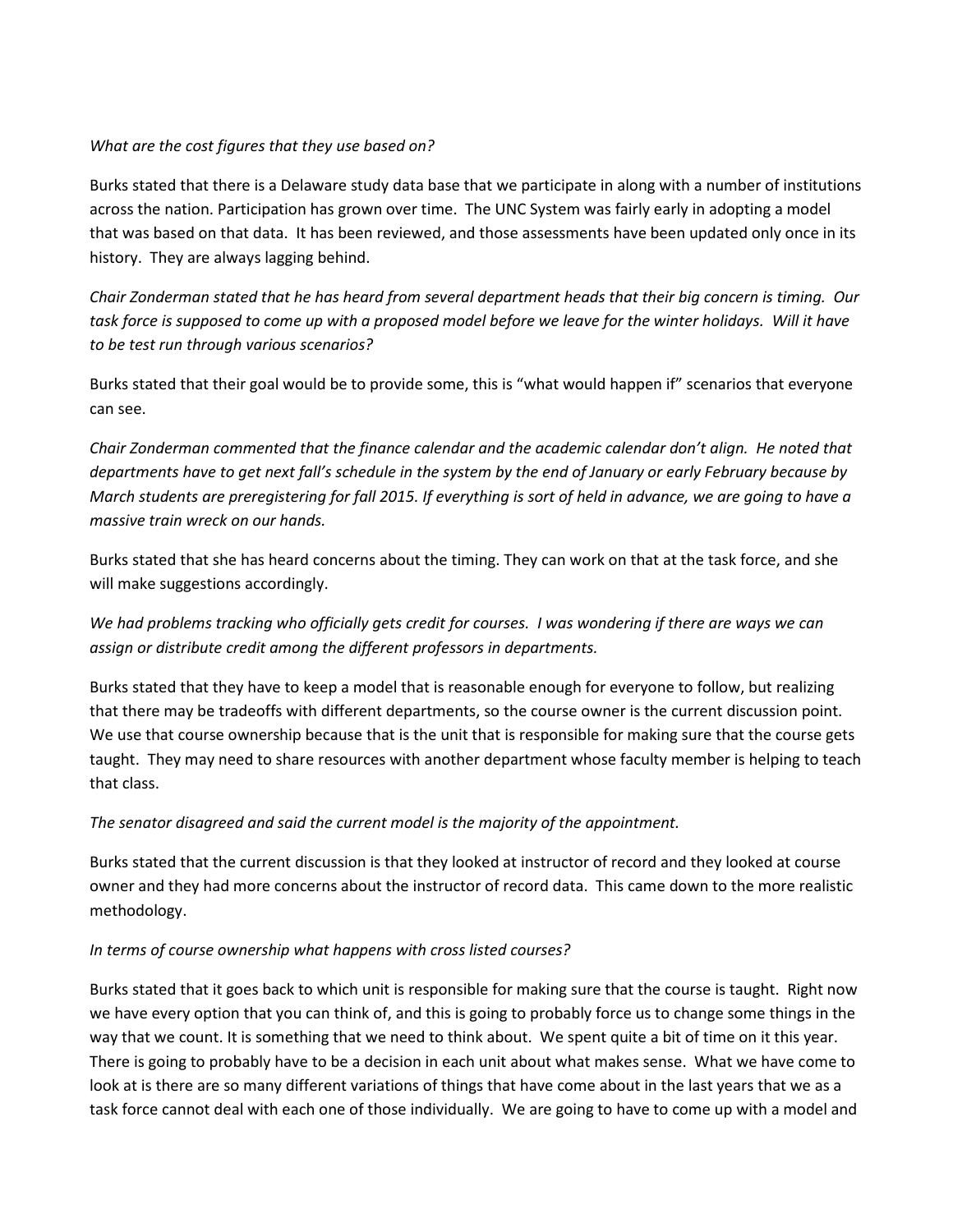*What are the cost figures that they use based on?*

Burks stated that there is a Delaware study data base that we participate in along with a number of institutions across the nation. Participation has grown over time. The UNC System was fairly early in adopting a model that was based on that data. It has been reviewed, and those assessments have been updated only once in its history. They are always lagging behind.

*Chair Zonderman stated that he has heard from several department heads that their big concern is timing. Our task force is supposed to come up with a proposed model before we leave for the winter holidays. Will it have to be test run through various scenarios?*

Burks stated that their goal would be to provide some, this is "what would happen if" scenarios that everyone can see.

*Chair Zonderman commented that the finance calendar and the academic calendar don't align. He noted that departments have to get next fall's schedule in the system by the end of January or early February because by March students are preregistering for fall 2015. If everything is sort of held in advance, we are going to have a massive train wreck on our hands.*

Burks stated that she has heard concerns about the timing. They can work on that at the task force, and she will make suggestions accordingly.

*We had problems tracking who officially gets credit for courses. I was wondering if there are ways we can assign or distribute credit among the different professors in departments.*

Burks stated that they have to keep a model that is reasonable enough for everyone to follow, but realizing that there may be tradeoffs with different departments, so the course owner is the current discussion point. We use that course ownership because that is the unit that is responsible for making sure that the course gets taught. They may need to share resources with another department whose faculty member is helping to teach that class.

*The senator disagreed and said the current model is the majority of the appointment.*

Burks stated that the current discussion is that they looked at instructor of record and they looked at course owner and they had more concerns about the instructor of record data. This came down to the more realistic methodology.

*In terms of course ownership what happens with cross listed courses?*

Burks stated that it goes back to which unit is responsible for making sure that the course is taught. Right now we have every option that you can think of, and this is going to probably force us to change some things in the way that we count. It is something that we need to think about. We spent quite a bit of time on it this year. There is going to probably have to be a decision in each unit about what makes sense. What we have come to look at is there are so many different variations of things that have come about in the last years that we as a task force cannot deal with each one of those individually. We are going to have to come up with a model and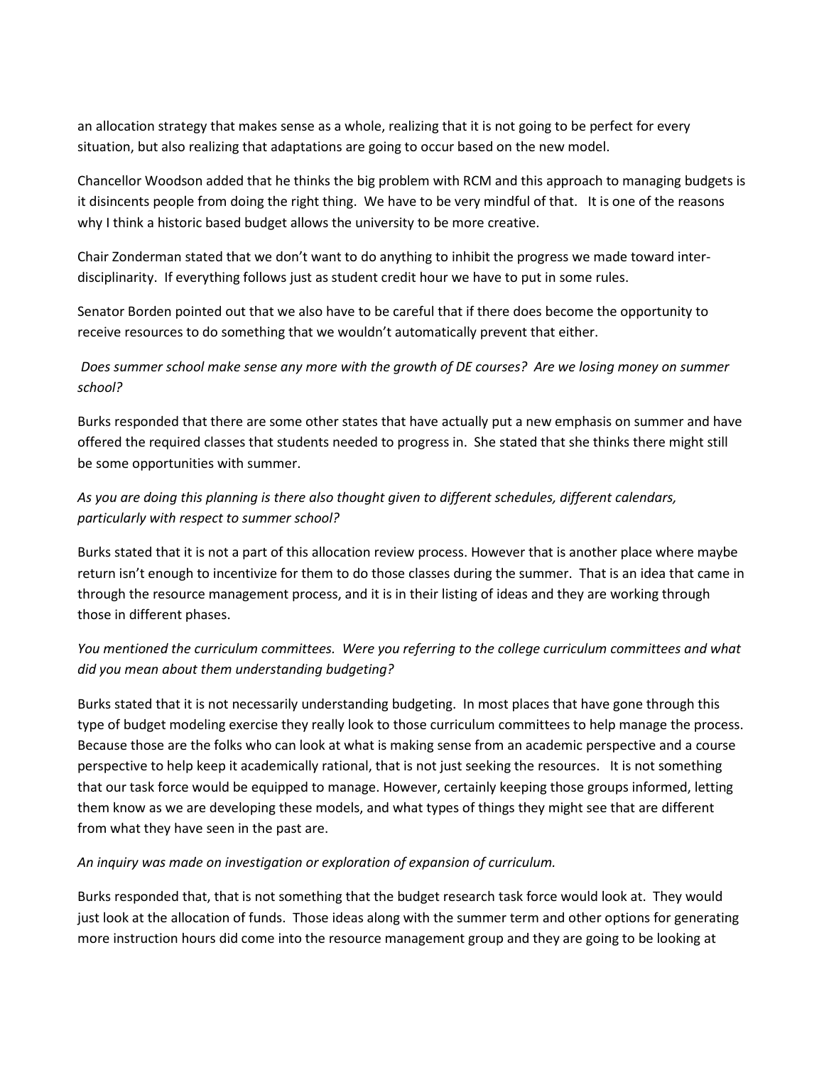an allocation strategy that makes sense as a whole, realizing that it is not going to be perfect for every situation, but also realizing that adaptations are going to occur based on the new model.

Chancellor Woodson added that he thinks the big problem with RCM and this approach to managing budgets is it disincents people from doing the right thing. We have to be very mindful of that. It is one of the reasons why I think a historic based budget allows the university to be more creative.

Chair Zonderman stated that we don't want to do anything to inhibit the progress we made toward inter-disciplinarity. If everything follows just as student credit hour we have to put in some rules.

Senator Borden pointed out that we also have to be careful that if there does become the opportunity to receive resources to do something that we wouldn't automatically prevent that either.

*Does summer school make sense any more with the growth of DE courses? Are we losing money on summer school?*

Burks responded that there are some other states that have actually put a new emphasis on summer and have offered the required classes that students needed to progress in. She stated that she thinks there might still be some opportunities with summer.

*As you are doing this planning is there also thought given to different schedules, different calendars, particularly with respect to summer school?*

Burks stated that it is not a part of this allocation review process. However that is another place where maybe return isn't enough to incentivize for them to do those classes during the summer. That is an idea that came in through the resource management process, and it is in their listing of ideas and they are working through those in different phases.

*You mentioned the curriculum committees. Were you referring to the college curriculum committees and what did you mean about them understanding budgeting?*

Burks stated that it is not necessarily understanding budgeting. In most places that have gone through this type of budget modeling exercise they really look to those curriculum committees to help manage the process. Because those are the folks who can look at what is making sense from an academic perspective and a course perspective to help keep it academically rational, that is not just seeking the resources. It is not something that our task force would be equipped to manage. However, certainly keeping those groups informed, letting them know as we are developing these models, and what types of things they might see that are different from what they have seen in the past are.

*An inquiry was made on investigation or exploration of expansion of curriculum.*

Burks responded that, that is not something that the budget research task force would look at. They would just look at the allocation of funds. Those ideas along with the summer term and other options for generating more instruction hours did come into the resource management group and they are going to be looking at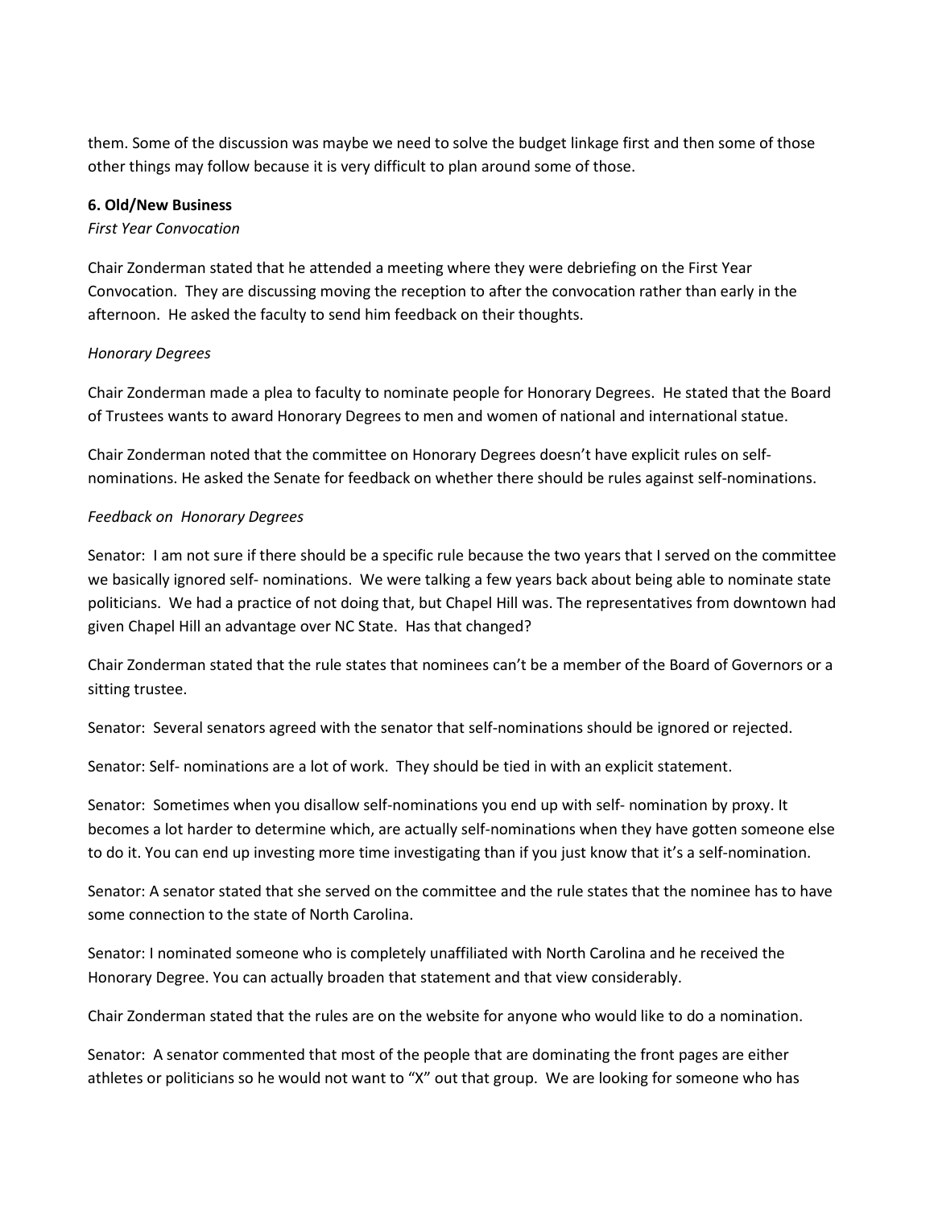them. Some of the discussion was maybe we need to solve the budget linkage first and then some of those other things may follow because it is very difficult to plan around some of those.

**6. Old/New Business**

*First Year Convocation*

Chair Zonderman stated that he attended a meeting where they were debriefing on the First Year Convocation. They are discussing moving the reception to after the convocation rather than early in the afternoon. He asked the faculty to send him feedback on their thoughts.

*Honorary Degrees*

Chair Zonderman made a plea to faculty to nominate people for Honorary Degrees. He stated that the Board of Trustees wants to award Honorary Degrees to men and women of national and international statue.

Chair Zonderman noted that the committee on Honorary Degrees doesn't have explicit rules on self-nominations. He asked the Senate for feedback on whether there should be rules against self-nominations.

*Feedback on Honorary Degrees*

Senator: I am not sure if there should be a specific rule because the two years that I served on the committee we basically ignored self- nominations. We were talking a few years back about being able to nominate state politicians. We had a practice of not doing that, but Chapel Hill was. The representatives from downtown had given Chapel Hill an advantage over NC State. Has that changed?

Chair Zonderman stated that the rule states that nominees can't be a member of the Board of Governors or a sitting trustee.

Senator: Several senators agreed with the senator that self-nominations should be ignored or rejected.

Senator: Self- nominations are a lot of work. They should be tied in with an explicit statement.

Senator: Sometimes when you disallow self-nominations you end up with self- nomination by proxy. It becomes a lot harder to determine which, are actually self-nominations when they have gotten someone else to do it. You can end up investing more time investigating than if you just know that it's a self-nomination.

Senator: A senator stated that she served on the committee and the rule states that the nominee has to have some connection to the state of North Carolina.

Senator: I nominated someone who is completely unaffiliated with North Carolina and he received the Honorary Degree. You can actually broaden that statement and that view considerably.

Chair Zonderman stated that the rules are on the website for anyone who would like to do a nomination.

Senator: A senator commented that most of the people that are dominating the front pages are either athletes or politicians so he would not want to "X" out that group. We are looking for someone who has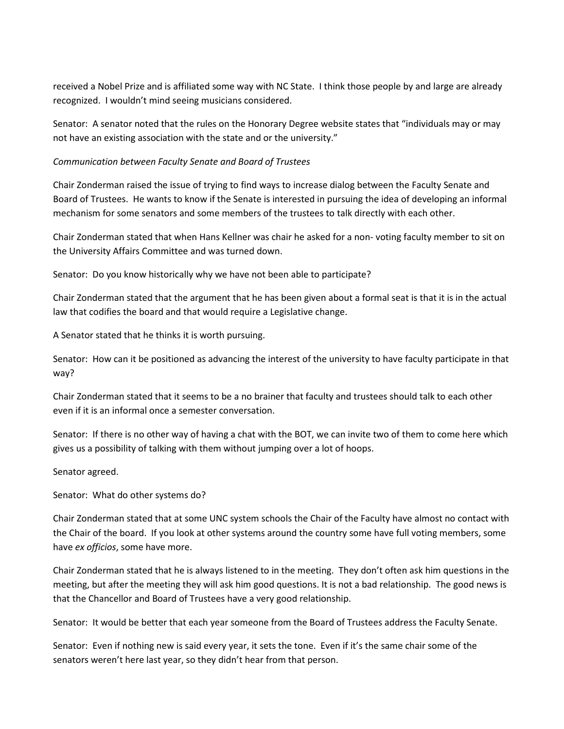received a Nobel Prize and is affiliated some way with NC State. I think those people by and large are already recognized. I wouldn't mind seeing musicians considered.

Senator: A senator noted that the rules on the Honorary Degree website states that "individuals may or may not have an existing association with the state and or the university."

*Communication between Faculty Senate and Board of Trustees*

Chair Zonderman raised the issue of trying to find ways to increase dialog between the Faculty Senate and Board of Trustees. He wants to know if the Senate is interested in pursuing the idea of developing an informal mechanism for some senators and some members of the trustees to talk directly with each other.

Chair Zonderman stated that when Hans Kellner was chair he asked for a non- voting faculty member to sit on the University Affairs Committee and was turned down.

Senator: Do you know historically why we have not been able to participate?

Chair Zonderman stated that the argument that he has been given about a formal seat is that it is in the actual law that codifies the board and that would require a Legislative change.

A Senator stated that he thinks it is worth pursuing.

Senator: How can it be positioned as advancing the interest of the university to have faculty participate in that way?

Chair Zonderman stated that it seems to be a no brainer that faculty and trustees should talk to each other even if it is an informal once a semester conversation.

Senator: If there is no other way of having a chat with the BOT, we can invite two of them to come here which gives us a possibility of talking with them without jumping over a lot of hoops.

Senator agreed.

Senator: What do other systems do?

Chair Zonderman stated that at some UNC system schools the Chair of the Faculty have almost no contact with the Chair of the board. If you look at other systems around the country some have full voting members, some have *ex officios*, some have more.

Chair Zonderman stated that he is always listened to in the meeting. They don't often ask him questions in the meeting, but after the meeting they will ask him good questions. It is not a bad relationship. The good news is that the Chancellor and Board of Trustees have a very good relationship.

Senator: It would be better that each year someone from the Board of Trustees address the Faculty Senate.

Senator: Even if nothing new is said every year, it sets the tone. Even if it's the same chair some of the senators weren't here last year, so they didn't hear from that person.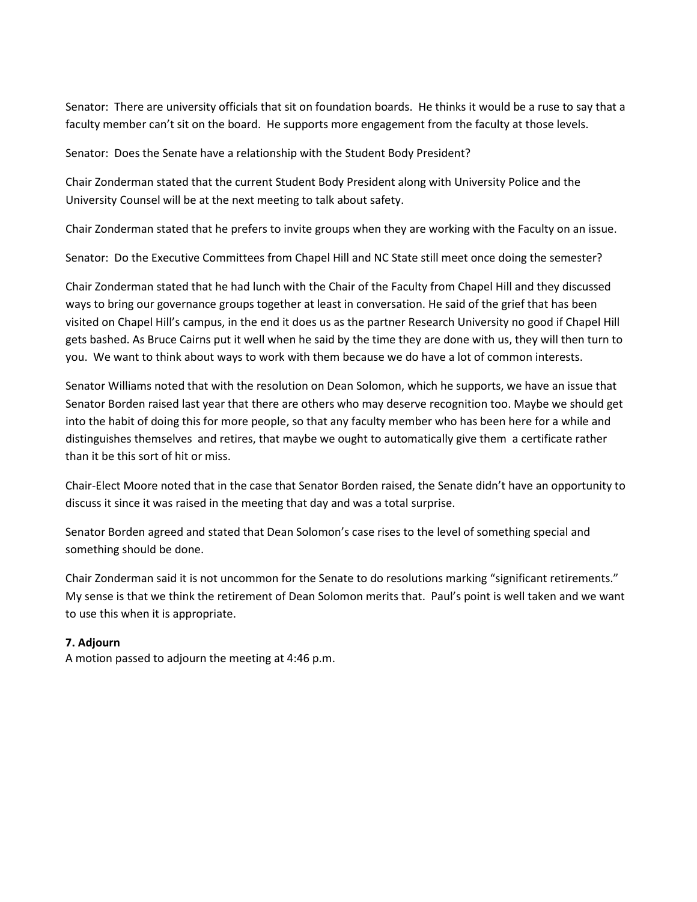Senator: There are university officials that sit on foundation boards. He thinks it would be a ruse to say that a faculty member can't sit on the board. He supports more engagement from the faculty at those levels.

Senator: Does the Senate have a relationship with the Student Body President?

Chair Zonderman stated that the current Student Body President along with University Police and the University Counsel will be at the next meeting to talk about safety.

Chair Zonderman stated that he prefers to invite groups when they are working with the Faculty on an issue.

Senator: Do the Executive Committees from Chapel Hill and NC State still meet once doing the semester?

Chair Zonderman stated that he had lunch with the Chair of the Faculty from Chapel Hill and they discussed ways to bring our governance groups together at least in conversation. He said of the grief that has been visited on Chapel Hill's campus, in the end it does us as the partner Research University no good if Chapel Hill gets bashed. As Bruce Cairns put it well when he said by the time they are done with us, they will then turn to you. We want to think about ways to work with them because we do have a lot of common interests.

Senator Williams noted that with the resolution on Dean Solomon, which he supports, we have an issue that Senator Borden raised last year that there are others who may deserve recognition too. Maybe we should get into the habit of doing this for more people, so that any faculty member who has been here for a while and distinguishes themselves and retires, that maybe we ought to automatically give them a certificate rather than it be this sort of hit or miss.

Chair-Elect Moore noted that in the case that Senator Borden raised, the Senate didn't have an opportunity to discuss it since it was raised in the meeting that day and was a total surprise.

Senator Borden agreed and stated that Dean Solomon's case rises to the level of something special and something should be done.

Chair Zonderman said it is not uncommon for the Senate to do resolutions marking "significant retirements." My sense is that we think the retirement of Dean Solomon merits that. Paul's point is well taken and we want to use this when it is appropriate.

**7. Adjourn**

A motion passed to adjourn the meeting at 4:46 p.m.